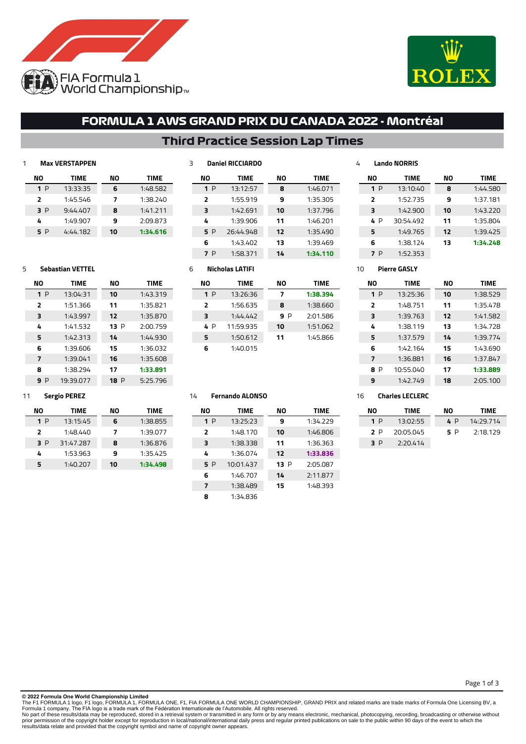FIA Formula 1 World Championship

# FORMULA 1 AWS GRAND PRIX DU CANADA 2022 - Montréal

## Third Practice Session Lap Times

### 1 Max VERSTAPPEN

| NO | TIME | NO | TIME |
|---|---|---|---|
| 1 P | 13:33:35 | 6 | 1:48.582 |
| 2 | 1:45.546 | 7 | 1:38.240 |
| 3 P | 9:44.407 | 8 | 1:41.211 |
| 4 | 1:49.907 | 9 | 2:09.873 |
| 5 P | 4:44.182 | 10 | **1:34.616** |

### 3 Daniel RICCIARDO

| NO | TIME | NO | TIME |
|---|---|---|---|
| 1 P | 13:12:57 | 8 | 1:46.071 |
| 2 | 1:55.919 | 9 | 1:35.305 |
| 3 | 1:42.691 | 10 | 1:37.796 |
| 4 | 1:39.906 | 11 | 1:46.201 |
| 5 P | 26:44.948 | 12 | 1:35.490 |
| 6 | 1:43.402 | 13 | 1:39.469 |
| 7 P | 1:58.371 | 14 | **1:34.110** |

### 4 Lando NORRIS

| NO | TIME | NO | TIME |
|---|---|---|---|
| 1 P | 13:10:40 | 8 | 1:44.580 |
| 2 | 1:52.735 | 9 | 1:37.181 |
| 3 | 1:42.900 | 10 | 1:43.220 |
| 4 P | 30:54.492 | 11 | 1:35.804 |
| 5 | 1:49.765 | 12 | 1:39.425 |
| 6 | 1:38.124 | 13 | **1:34.248** |
| 7 P | 1:52.353 | | |

### 5 Sebastian VETTEL

| NO | TIME | NO | TIME |
|---|---|---|---|
| 1 P | 13:04:31 | 10 | 1:43.319 |
| 2 | 1:51.366 | 11 | 1:35.821 |
| 3 | 1:43.997 | 12 | 1:35.870 |
| 4 | 1:41.532 | 13 P | 2:00.759 |
| 5 | 1:42.313 | 14 | 1:44.930 |
| 6 | 1:39.606 | 15 | 1:36.032 |
| 7 | 1:39.041 | 16 | 1:35.608 |
| 8 | 1:38.294 | 17 | **1:33.891** |
| 9 P | 19:39.077 | 18 P | 5:25.796 |

### 6 Nicholas LATIFI

| NO | TIME | NO | TIME |
|---|---|---|---|
| 1 P | 13:26:36 | 7 | **1:38.394** |
| 2 | 1:56.635 | 8 | 1:38.660 |
| 3 | 1:44.442 | 9 P | 2:01.586 |
| 4 P | 11:59.935 | 10 | 1:51.062 |
| 5 | 1:50.612 | 11 | 1:45.866 |
| 6 | 1:40.015 | | |

### 10 Pierre GASLY

| NO | TIME | NO | TIME |
|---|---|---|---|
| 1 P | 13:25:36 | 10 | 1:38.529 |
| 2 | 1:48.751 | 11 | 1:35.478 |
| 3 | 1:39.763 | 12 | 1:41.582 |
| 4 | 1:38.119 | 13 | 1:34.728 |
| 5 | 1:37.579 | 14 | 1:39.774 |
| 6 | 1:42.164 | 15 | 1:43.690 |
| 7 | 1:36.881 | 16 | 1:37.847 |
| 8 P | 10:55.040 | 17 | **1:33.889** |
| 9 | 1:42.749 | 18 | 2:05.100 |

### 11 Sergio PEREZ

| NO | TIME | NO | TIME |
|---|---|---|---|
| 1 P | 13:15:45 | 6 | 1:38.855 |
| 2 | 1:48.440 | 7 | 1:39.077 |
| 3 P | 31:47.287 | 8 | 1:36.876 |
| 4 | 1:53.963 | 9 | 1:35.425 |
| 5 | 1:40.207 | 10 | **1:34.498** |

### 14 Fernando ALONSO

| NO | TIME | NO | TIME |
|---|---|---|---|
| 1 P | 13:25:23 | 9 | 1:34.229 |
| 2 | 1:48.170 | 10 | 1:46.806 |
| 3 | 1:38.338 | 11 | 1:36.363 |
| 4 | 1:36.074 | 12 | **1:33.836** |
| 5 P | 10:01.437 | 13 P | 2:05.087 |
| 6 | 1:46.707 | 14 | 2:11.877 |
| 7 | 1:38.489 | 15 | 1:48.393 |
| 8 | 1:34.836 | | |

### 16 Charles LECLERC

| NO | TIME | NO | TIME |
|---|---|---|---|
| 1 P | 13:02:55 | 4 P | 14:29.714 |
| 2 P | 20:05.045 | 5 P | 2:18.129 |
| 3 P | 2:20.414 | | |

**© 2022 Formula One World Championship Limited**
The F1 FORMULA 1 logo, F1 logo, FORMULA 1, FORMULA ONE, F1, FIA FORMULA ONE WORLD CHAMPIONSHIP, GRAND PRIX and related marks are trade marks of Formula One Licensing BV, a Formula 1 company. The FIA logo is a trade mark of the Fédération Internationale de l'Automobile. All rights reserved.
No part of these results/data may be reproduced, stored in a retrieval system or transmitted in any form or by any means electronic, mechanical, photocopying, recording, broadcasting or otherwise without prior permission of the copyright holder except for reproduction in local/national/international daily press and regular printed publications on sale to the public within 90 days of the event to which the results/data relate and provided that the copyright symbol and name of copyright owner appears.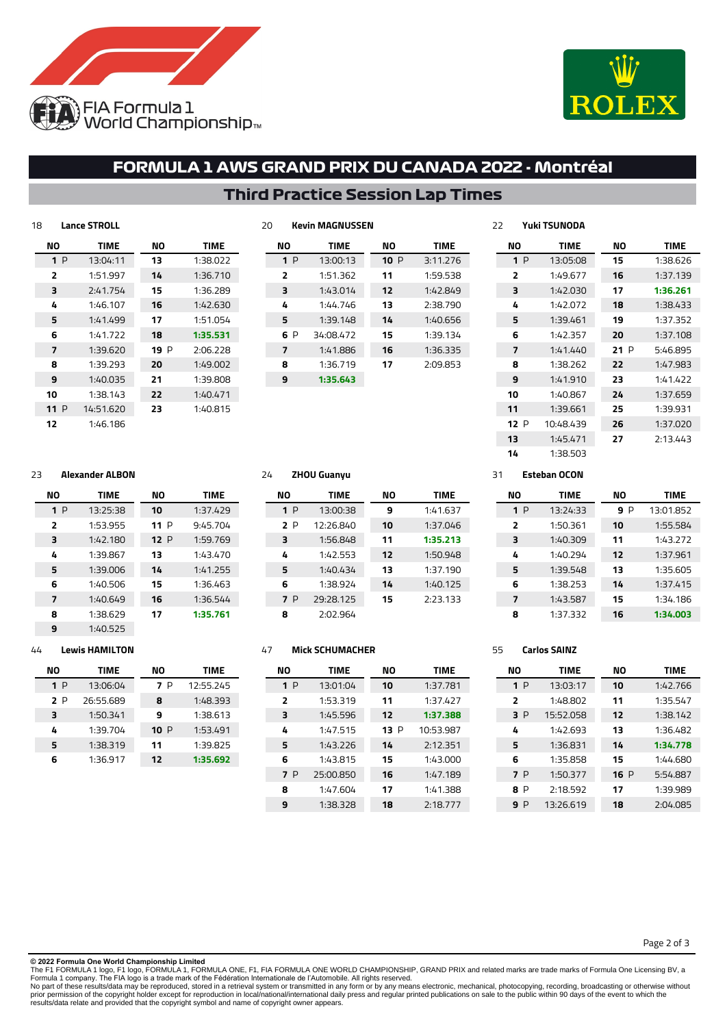FIA Formula 1 World Championship

ROLEX

# FORMULA 1 AWS GRAND PRIX DU CANADA 2022 - Montréal

## Third Practice Session Lap Times

### 18 Lance STROLL

| NO | TIME | NO | TIME |
|---|---|---|---|
| 1 P | 13:04:11 | 13 | 1:38.022 |
| 2 | 1:51.997 | 14 | 1:36.710 |
| 3 | 2:41.754 | 15 | 1:36.289 |
| 4 | 1:46.107 | 16 | 1:42.630 |
| 5 | 1:41.499 | 17 | 1:51.054 |
| 6 | 1:41.722 | 18 | **1:35.531** |
| 7 | 1:39.620 | 19 P | 2:06.228 |
| 8 | 1:39.293 | 20 | 1:49.002 |
| 9 | 1:40.035 | 21 | 1:39.808 |
| 10 | 1:38.143 | 22 | 1:40.471 |
| 11 P | 14:51.620 | 23 | 1:40.815 |
| 12 | 1:46.186 | | |

### 20 Kevin MAGNUSSEN

| NO | TIME | NO | TIME |
|---|---|---|---|
| 1 P | 13:00:13 | 10 P | 3:11.276 |
| 2 | 1:51.362 | 11 | 1:59.538 |
| 3 | 1:43.014 | 12 | 1:42.849 |
| 4 | 1:44.746 | 13 | 2:38.790 |
| 5 | 1:39.148 | 14 | 1:40.656 |
| 6 P | 34:08.472 | 15 | 1:39.134 |
| 7 | 1:41.886 | 16 | 1:36.335 |
| 8 | 1:36.719 | 17 | 2:09.853 |
| 9 | **1:35.643** | | |

### 22 Yuki TSUNODA

| NO | TIME | NO | TIME |
|---|---|---|---|
| 1 P | 13:05:08 | 15 | 1:38.626 |
| 2 | 1:49.677 | 16 | 1:37.139 |
| 3 | 1:42.030 | 17 | **1:36.261** |
| 4 | 1:42.072 | 18 | 1:38.433 |
| 5 | 1:39.461 | 19 | 1:37.352 |
| 6 | 1:42.357 | 20 | 1:37.108 |
| 7 | 1:41.440 | 21 P | 5:46.895 |
| 8 | 1:38.262 | 22 | 1:47.983 |
| 9 | 1:41.910 | 23 | 1:41.422 |
| 10 | 1:40.867 | 24 | 1:37.659 |
| 11 | 1:39.661 | 25 | 1:39.931 |
| 12 P | 10:48.439 | 26 | 1:37.020 |
| 13 | 1:45.471 | 27 | 2:13.443 |
| 14 | 1:38.503 | | |

### 23 Alexander ALBON

| NO | TIME | NO | TIME |
|---|---|---|---|
| 1 P | 13:25:38 | 10 | 1:37.429 |
| 2 | 1:53.955 | 11 P | 9:45.704 |
| 3 | 1:42.180 | 12 P | 1:59.769 |
| 4 | 1:39.867 | 13 | 1:43.470 |
| 5 | 1:39.006 | 14 | 1:41.255 |
| 6 | 1:40.506 | 15 | 1:36.463 |
| 7 | 1:40.649 | 16 | 1:36.544 |
| 8 | 1:38.629 | 17 | **1:35.761** |
| 9 | 1:40.525 | | |

### 24 ZHOU Guanyu

| NO | TIME | NO | TIME |
|---|---|---|---|
| 1 P | 13:00:38 | 9 | 1:41.637 |
| 2 P | 12:26.840 | 10 | 1:37.046 |
| 3 | 1:56.848 | 11 | **1:35.213** |
| 4 | 1:42.553 | 12 | 1:50.948 |
| 5 | 1:40.434 | 13 | 1:37.190 |
| 6 | 1:38.924 | 14 | 1:40.125 |
| 7 P | 29:28.125 | 15 | 2:23.133 |
| 8 | 2:02.964 | | |

### 31 Esteban OCON

| NO | TIME | NO | TIME |
|---|---|---|---|
| 1 P | 13:24:33 | 9 P | 13:01.852 |
| 2 | 1:50.361 | 10 | 1:55.584 |
| 3 | 1:40.309 | 11 | 1:43.272 |
| 4 | 1:40.294 | 12 | 1:37.961 |
| 5 | 1:39.548 | 13 | 1:35.605 |
| 6 | 1:38.253 | 14 | 1:37.415 |
| 7 | 1:43.587 | 15 | 1:34.186 |
| 8 | 1:37.332 | 16 | **1:34.003** |

### 44 Lewis HAMILTON

| NO | TIME | NO | TIME |
|---|---|---|---|
| 1 P | 13:06:04 | 7 P | 12:55.245 |
| 2 P | 26:55.689 | 8 | 1:48.393 |
| 3 | 1:50.341 | 9 | 1:38.613 |
| 4 | 1:39.704 | 10 P | 1:53.491 |
| 5 | 1:38.319 | 11 | 1:39.825 |
| 6 | 1:36.917 | 12 | **1:35.692** |

### 47 Mick SCHUMACHER

| NO | TIME | NO | TIME |
|---|---|---|---|
| 1 P | 13:01:04 | 10 | 1:37.781 |
| 2 | 1:53.319 | 11 | 1:37.427 |
| 3 | 1:45.596 | 12 | **1:37.388** |
| 4 | 1:47.515 | 13 P | 10:53.987 |
| 5 | 1:43.226 | 14 | 2:12.351 |
| 6 | 1:43.815 | 15 | 1:43.000 |
| 7 P | 25:00.850 | 16 | 1:47.189 |
| 8 | 1:47.604 | 17 | 1:41.388 |
| 9 | 1:38.328 | 18 | 2:18.777 |

### 55 Carlos SAINZ

| NO | TIME | NO | TIME |
|---|---|---|---|
| 1 P | 13:03:17 | 10 | 1:42.766 |
| 2 | 1:48.802 | 11 | 1:35.547 |
| 3 P | 15:52.058 | 12 | 1:38.142 |
| 4 | 1:42.693 | 13 | 1:36.482 |
| 5 | 1:36.831 | 14 | **1:34.778** |
| 6 | 1:35.858 | 15 | 1:44.680 |
| 7 P | 1:50.377 | 16 P | 5:54.887 |
| 8 P | 2:18.592 | 17 | 1:39.989 |
| 9 P | 13:26.619 | 18 | 2:04.085 |

**© 2022 Formula One World Championship Limited**
The F1 FORMULA 1 logo, F1 logo, FORMULA 1, FORMULA ONE, F1, FIA FORMULA ONE WORLD CHAMPIONSHIP, GRAND PRIX and related marks are trade marks of Formula One Licensing BV, a Formula 1 company. The FIA logo is a trade mark of the Fédération Internationale de l'Automobile. All rights reserved.
No part of these results/data may be reproduced, stored in a retrieval system or transmitted in any form or by any means electronic, mechanical, photocopying, recording, broadcasting or otherwise without prior permission of the copyright holder except for reproduction in local/national/international daily press and regular printed publications on sale to the public within 90 days of the event to which the results/data relate and provided that the copyright symbol and name of copyright owner appears.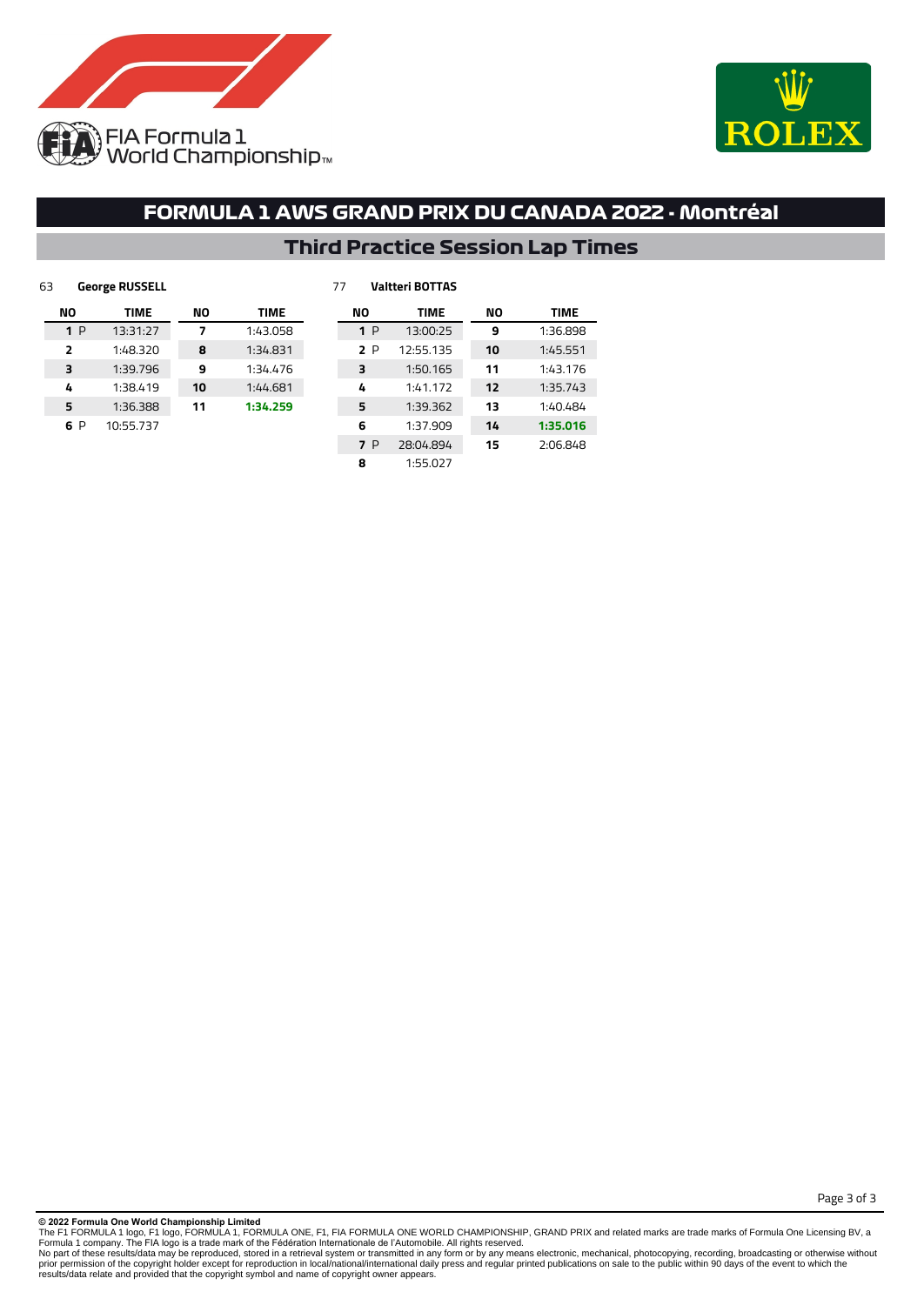FIA Formula 1 World Championship

## FORMULA 1 AWS GRAND PRIX DU CANADA 2022 - Montréal

### Third Practice Session Lap Times

63 **George RUSSELL**

| NO | TIME | NO | TIME |
|---|---|---|---|
| 1 P | 13:31:27 | 7 | 1:43.058 |
| 2 | 1:48.320 | 8 | 1:34.831 |
| 3 | 1:39.796 | 9 | 1:34.476 |
| 4 | 1:38.419 | 10 | 1:44.681 |
| 5 | 1:36.388 | 11 | **1:34.259** |
| 6 P | 10:55.737 | | |

77 **Valtteri BOTTAS**

| NO | TIME | NO | TIME |
|---|---|---|---|
| 1 P | 13:00:25 | 9 | 1:36.898 |
| 2 P | 12:55.135 | 10 | 1:45.551 |
| 3 | 1:50.165 | 11 | 1:43.176 |
| 4 | 1:41.172 | 12 | 1:35.743 |
| 5 | 1:39.362 | 13 | 1:40.484 |
| 6 | 1:37.909 | 14 | **1:35.016** |
| 7 P | 28:04.894 | 15 | 2:06.848 |
| 8 | 1:55.027 | | |

**© 2022 Formula One World Championship Limited**
The F1 FORMULA 1 logo, F1 logo, FORMULA 1, FORMULA ONE, F1, FIA FORMULA ONE WORLD CHAMPIONSHIP, GRAND PRIX and related marks are trade marks of Formula One Licensing BV, a Formula 1 company. The FIA logo is a trade mark of the Fédération Internationale de l'Automobile. All rights reserved.
No part of these results/data may be reproduced, stored in a retrieval system or transmitted in any form or by any means electronic, mechanical, photocopying, recording, broadcasting or otherwise without prior permission of the copyright holder except for reproduction in local/national/international daily press and regular printed publications on sale to the public within 90 days of the event to which the results/data relate and provided that the copyright symbol and name of copyright owner appears.